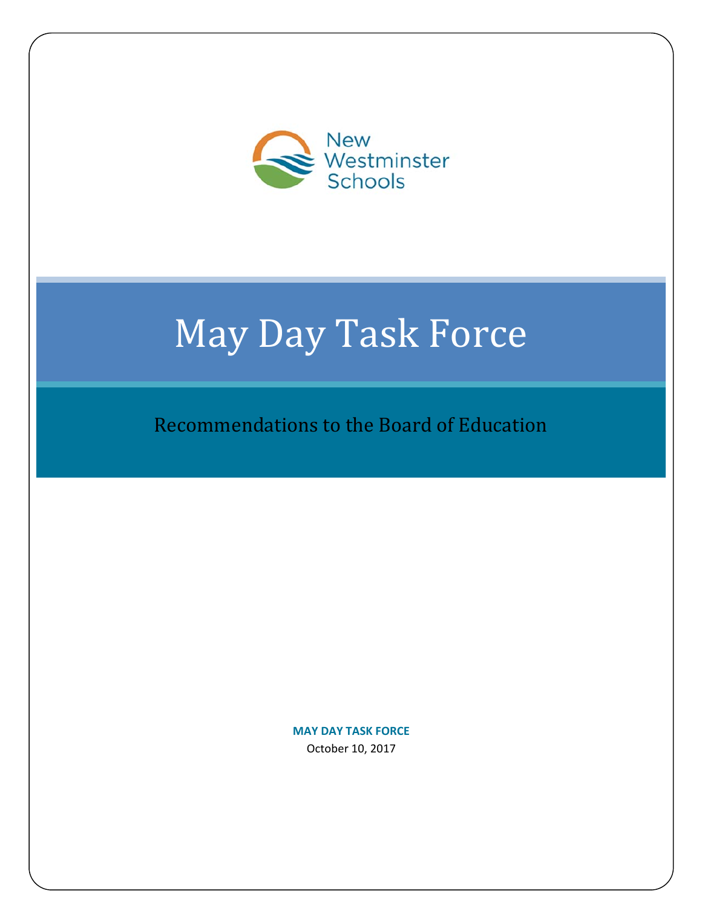New Westminster Schools

# May Day Task Force

## Recommendations to the Board of Education

**MAY DAY TASK FORCE**

October 10, 2017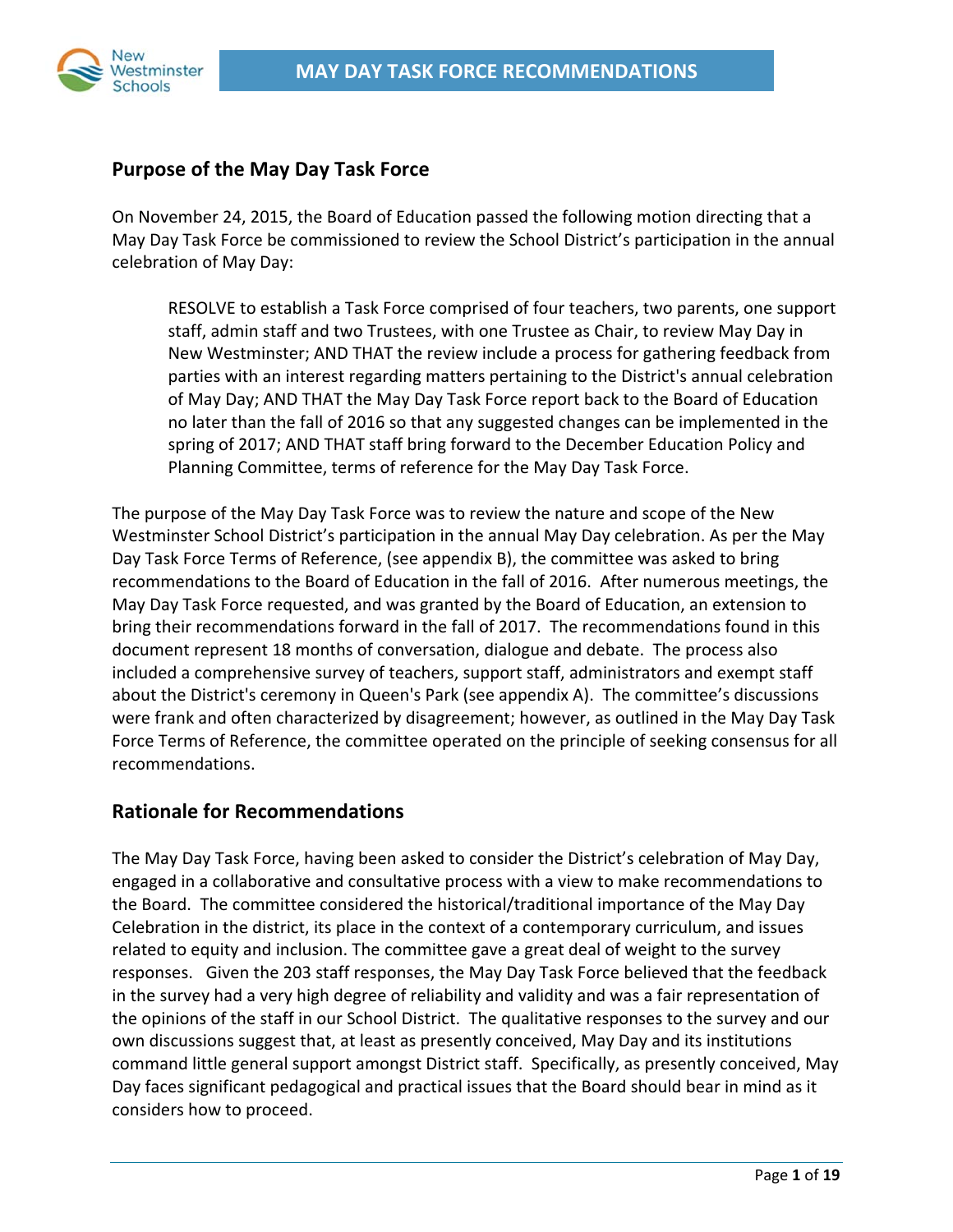## Purpose of the May Day Task Force

On November 24, 2015, the Board of Education passed the following motion directing that a May Day Task Force be commissioned to review the School District's participation in the annual celebration of May Day:

> RESOLVE to establish a Task Force comprised of four teachers, two parents, one support staff, admin staff and two Trustees, with one Trustee as Chair, to review May Day in New Westminster; AND THAT the review include a process for gathering feedback from parties with an interest regarding matters pertaining to the District's annual celebration of May Day; AND THAT the May Day Task Force report back to the Board of Education no later than the fall of 2016 so that any suggested changes can be implemented in the spring of 2017; AND THAT staff bring forward to the December Education Policy and Planning Committee, terms of reference for the May Day Task Force.

The purpose of the May Day Task Force was to review the nature and scope of the New Westminster School District's participation in the annual May Day celebration. As per the May Day Task Force Terms of Reference, (see appendix B), the committee was asked to bring recommendations to the Board of Education in the fall of 2016. After numerous meetings, the May Day Task Force requested, and was granted by the Board of Education, an extension to bring their recommendations forward in the fall of 2017. The recommendations found in this document represent 18 months of conversation, dialogue and debate. The process also included a comprehensive survey of teachers, support staff, administrators and exempt staff about the District's ceremony in Queen's Park (see appendix A). The committee's discussions were frank and often characterized by disagreement; however, as outlined in the May Day Task Force Terms of Reference, the committee operated on the principle of seeking consensus for all recommendations.

## Rationale for Recommendations

The May Day Task Force, having been asked to consider the District's celebration of May Day, engaged in a collaborative and consultative process with a view to make recommendations to the Board. The committee considered the historical/traditional importance of the May Day Celebration in the district, its place in the context of a contemporary curriculum, and issues related to equity and inclusion. The committee gave a great deal of weight to the survey responses. Given the 203 staff responses, the May Day Task Force believed that the feedback in the survey had a very high degree of reliability and validity and was a fair representation of the opinions of the staff in our School District. The qualitative responses to the survey and our own discussions suggest that, at least as presently conceived, May Day and its institutions command little general support amongst District staff. Specifically, as presently conceived, May Day faces significant pedagogical and practical issues that the Board should bear in mind as it considers how to proceed.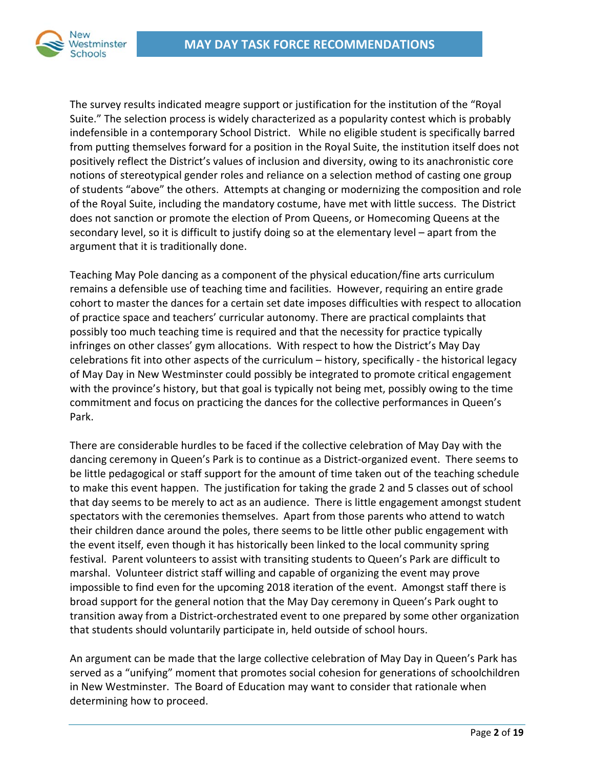The survey results indicated meagre support or justification for the institution of the "Royal Suite." The selection process is widely characterized as a popularity contest which is probably indefensible in a contemporary School District. While no eligible student is specifically barred from putting themselves forward for a position in the Royal Suite, the institution itself does not positively reflect the District's values of inclusion and diversity, owing to its anachronistic core notions of stereotypical gender roles and reliance on a selection method of casting one group of students "above" the others. Attempts at changing or modernizing the composition and role of the Royal Suite, including the mandatory costume, have met with little success. The District does not sanction or promote the election of Prom Queens, or Homecoming Queens at the secondary level, so it is difficult to justify doing so at the elementary level – apart from the argument that it is traditionally done.

Teaching May Pole dancing as a component of the physical education/fine arts curriculum remains a defensible use of teaching time and facilities. However, requiring an entire grade cohort to master the dances for a certain set date imposes difficulties with respect to allocation of practice space and teachers' curricular autonomy. There are practical complaints that possibly too much teaching time is required and that the necessity for practice typically infringes on other classes' gym allocations. With respect to how the District's May Day celebrations fit into other aspects of the curriculum – history, specifically - the historical legacy of May Day in New Westminster could possibly be integrated to promote critical engagement with the province's history, but that goal is typically not being met, possibly owing to the time commitment and focus on practicing the dances for the collective performances in Queen's Park.

There are considerable hurdles to be faced if the collective celebration of May Day with the dancing ceremony in Queen's Park is to continue as a District-organized event. There seems to be little pedagogical or staff support for the amount of time taken out of the teaching schedule to make this event happen. The justification for taking the grade 2 and 5 classes out of school that day seems to be merely to act as an audience. There is little engagement amongst student spectators with the ceremonies themselves. Apart from those parents who attend to watch their children dance around the poles, there seems to be little other public engagement with the event itself, even though it has historically been linked to the local community spring festival. Parent volunteers to assist with transiting students to Queen's Park are difficult to marshal. Volunteer district staff willing and capable of organizing the event may prove impossible to find even for the upcoming 2018 iteration of the event. Amongst staff there is broad support for the general notion that the May Day ceremony in Queen's Park ought to transition away from a District-orchestrated event to one prepared by some other organization that students should voluntarily participate in, held outside of school hours.

An argument can be made that the large collective celebration of May Day in Queen's Park has served as a "unifying" moment that promotes social cohesion for generations of schoolchildren in New Westminster. The Board of Education may want to consider that rationale when determining how to proceed.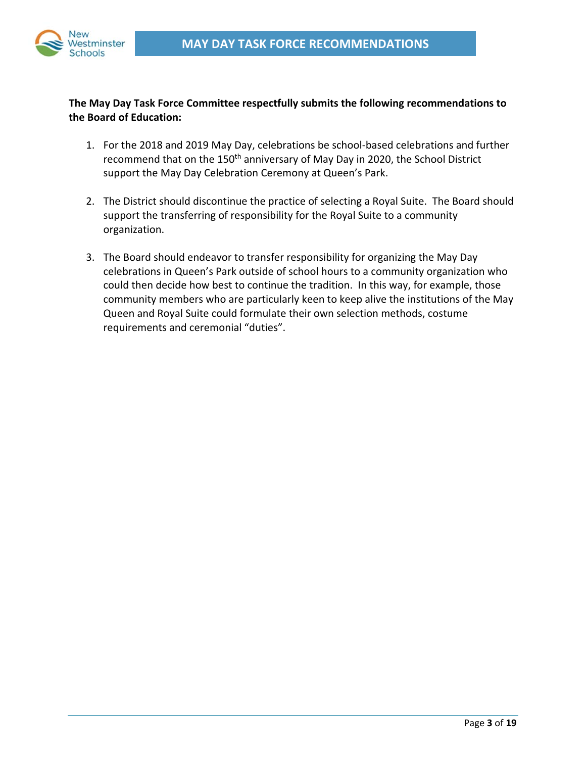**The May Day Task Force Committee respectfully submits the following recommendations to the Board of Education:**

1. For the 2018 and 2019 May Day, celebrations be school-based celebrations and further recommend that on the 150th anniversary of May Day in 2020, the School District support the May Day Celebration Ceremony at Queen's Park.

2. The District should discontinue the practice of selecting a Royal Suite. The Board should support the transferring of responsibility for the Royal Suite to a community organization.

3. The Board should endeavor to transfer responsibility for organizing the May Day celebrations in Queen's Park outside of school hours to a community organization who could then decide how best to continue the tradition. In this way, for example, those community members who are particularly keen to keep alive the institutions of the May Queen and Royal Suite could formulate their own selection methods, costume requirements and ceremonial "duties".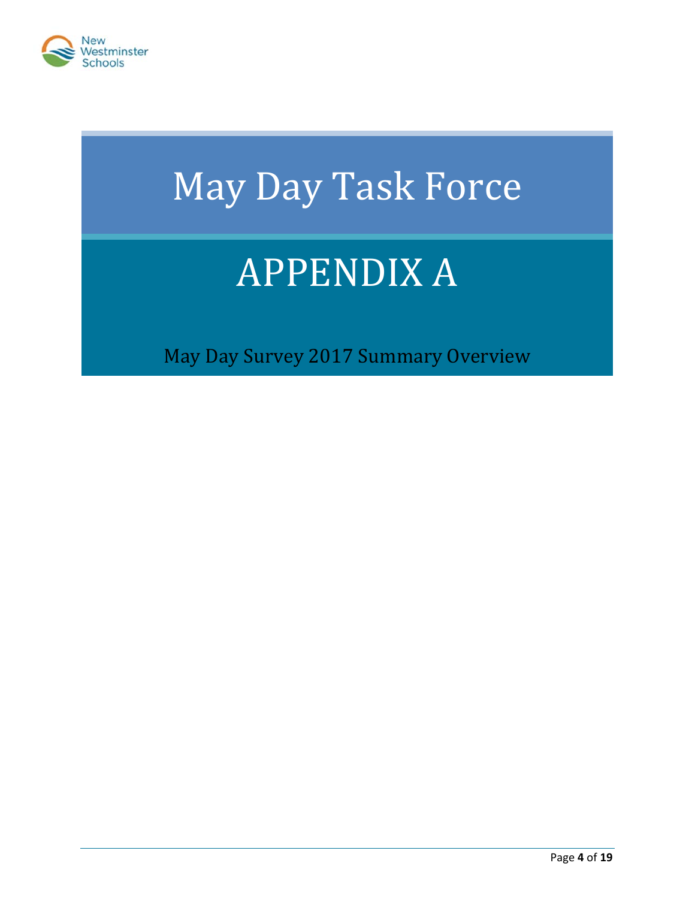# May Day Task Force

## APPENDIX A

May Day Survey 2017 Summary Overview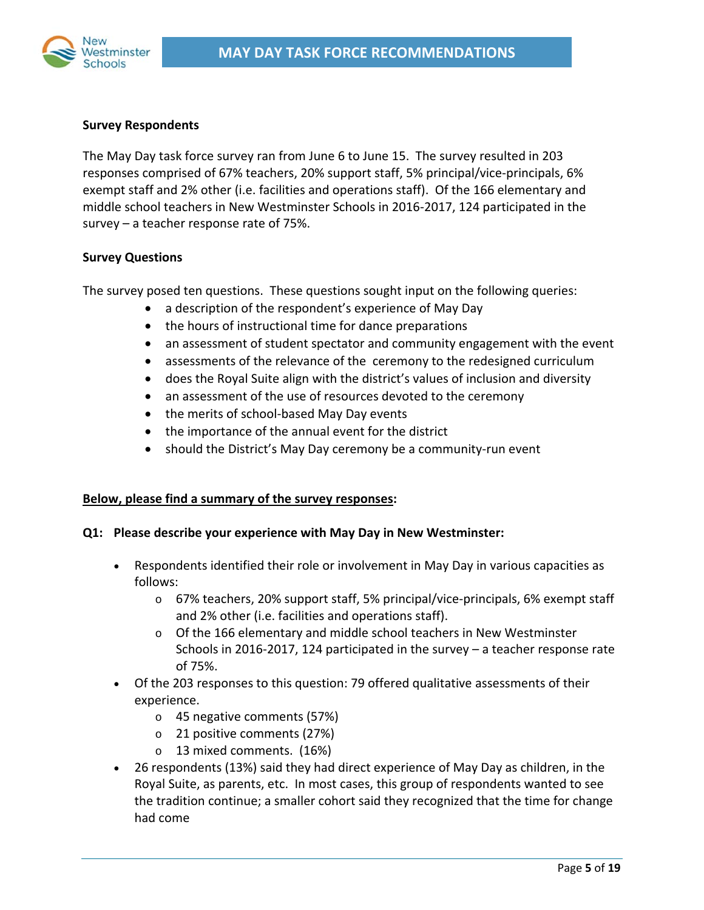**Survey Respondents**

The May Day task force survey ran from June 6 to June 15. The survey resulted in 203 responses comprised of 67% teachers, 20% support staff, 5% principal/vice-principals, 6% exempt staff and 2% other (i.e. facilities and operations staff). Of the 166 elementary and middle school teachers in New Westminster Schools in 2016-2017, 124 participated in the survey – a teacher response rate of 75%.

**Survey Questions**

The survey posed ten questions. These questions sought input on the following queries:

- a description of the respondent's experience of May Day
- the hours of instructional time for dance preparations
- an assessment of student spectator and community engagement with the event
- assessments of the relevance of the ceremony to the redesigned curriculum
- does the Royal Suite align with the district's values of inclusion and diversity
- an assessment of the use of resources devoted to the ceremony
- the merits of school-based May Day events
- the importance of the annual event for the district
- should the District's May Day ceremony be a community-run event

**<u>Below, please find a summary of the survey responses</u>:**

**Q1: Please describe your experience with May Day in New Westminster:**

- Respondents identified their role or involvement in May Day in various capacities as follows:
  - 67% teachers, 20% support staff, 5% principal/vice-principals, 6% exempt staff and 2% other (i.e. facilities and operations staff).
  - Of the 166 elementary and middle school teachers in New Westminster Schools in 2016-2017, 124 participated in the survey – a teacher response rate of 75%.
- Of the 203 responses to this question: 79 offered qualitative assessments of their experience.
  - 45 negative comments (57%)
  - 21 positive comments (27%)
  - 13 mixed comments. (16%)
- 26 respondents (13%) said they had direct experience of May Day as children, in the Royal Suite, as parents, etc. In most cases, this group of respondents wanted to see the tradition continue; a smaller cohort said they recognized that the time for change had come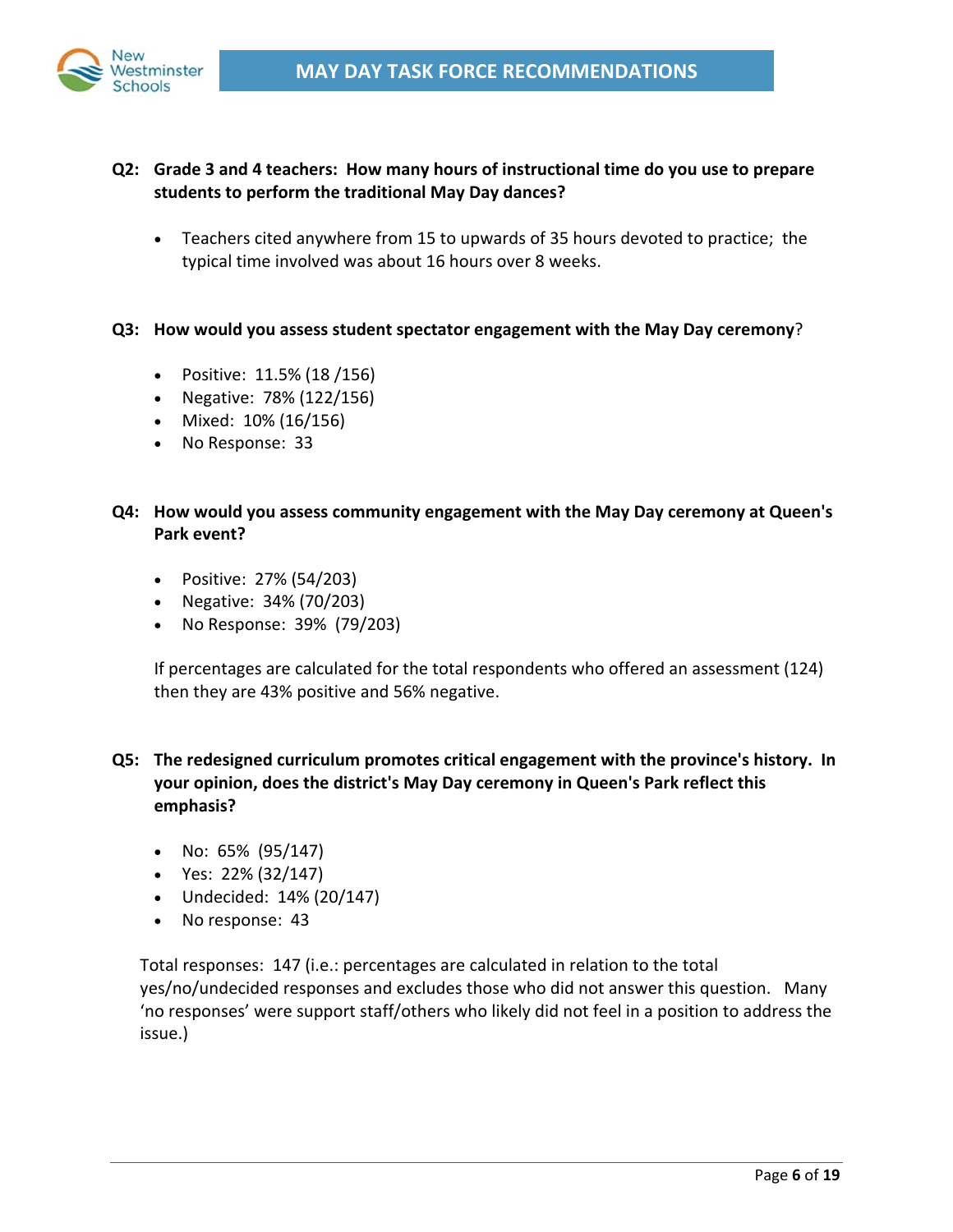**Q2: Grade 3 and 4 teachers: How many hours of instructional time do you use to prepare students to perform the traditional May Day dances?**

- Teachers cited anywhere from 15 to upwards of 35 hours devoted to practice; the typical time involved was about 16 hours over 8 weeks.

**Q3: How would you assess student spectator engagement with the May Day ceremony**?

- Positive: 11.5% (18 /156)
- Negative: 78% (122/156)
- Mixed: 10% (16/156)
- No Response: 33

**Q4: How would you assess community engagement with the May Day ceremony at Queen's Park event?**

- Positive: 27% (54/203)
- Negative: 34% (70/203)
- No Response: 39% (79/203)

If percentages are calculated for the total respondents who offered an assessment (124) then they are 43% positive and 56% negative.

**Q5: The redesigned curriculum promotes critical engagement with the province's history. In your opinion, does the district's May Day ceremony in Queen's Park reflect this emphasis?**

- No: 65% (95/147)
- Yes: 22% (32/147)
- Undecided: 14% (20/147)
- No response: 43

Total responses: 147 (i.e.: percentages are calculated in relation to the total yes/no/undecided responses and excludes those who did not answer this question. Many 'no responses' were support staff/others who likely did not feel in a position to address the issue.)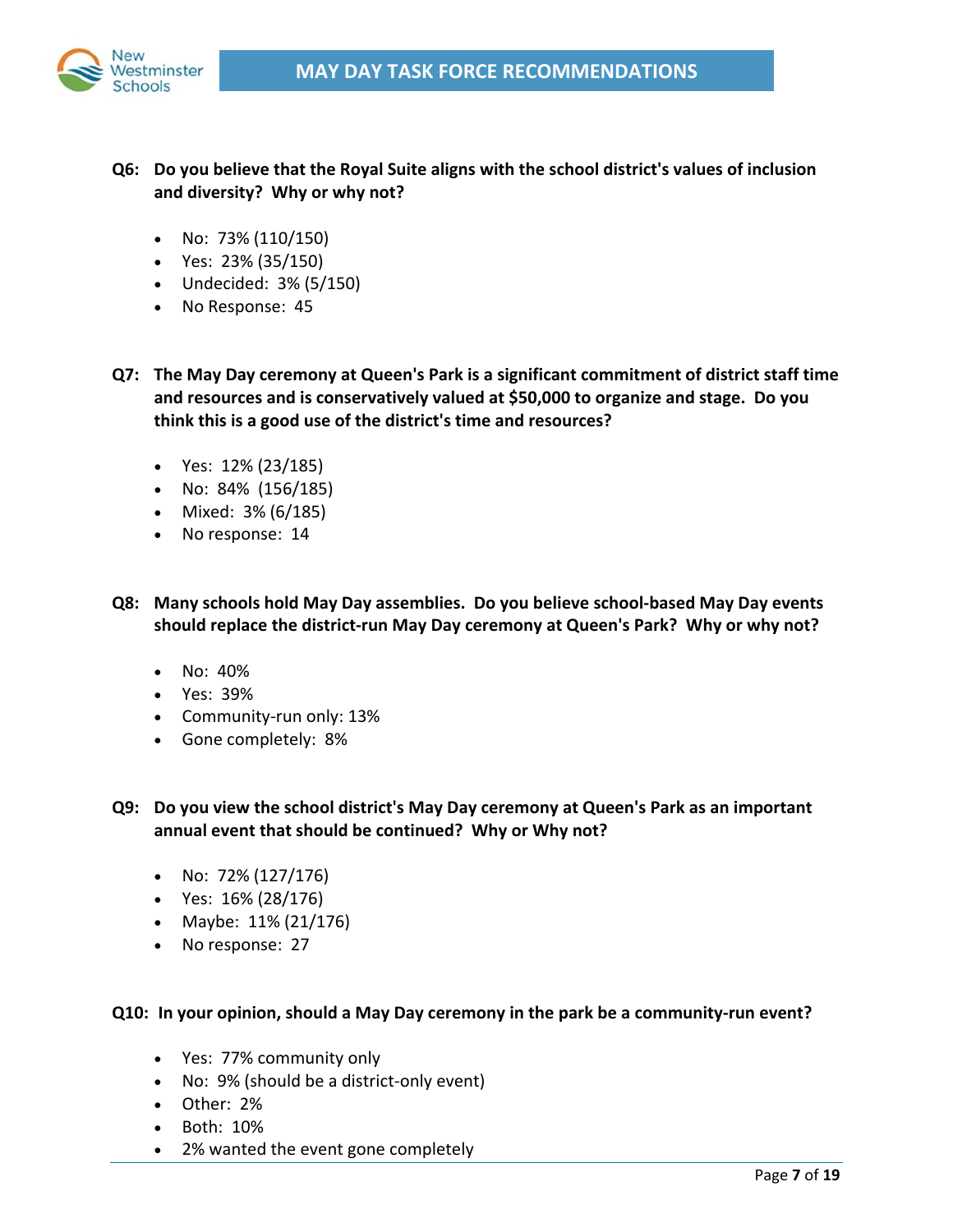**Q6: Do you believe that the Royal Suite aligns with the school district's values of inclusion and diversity? Why or why not?**

- No: 73% (110/150)
- Yes: 23% (35/150)
- Undecided: 3% (5/150)
- No Response: 45

**Q7: The May Day ceremony at Queen's Park is a significant commitment of district staff time and resources and is conservatively valued at $50,000 to organize and stage. Do you think this is a good use of the district's time and resources?**

- Yes: 12% (23/185)
- No: 84% (156/185)
- Mixed: 3% (6/185)
- No response: 14

**Q8: Many schools hold May Day assemblies. Do you believe school-based May Day events should replace the district-run May Day ceremony at Queen's Park? Why or why not?**

- No: 40%
- Yes: 39%
- Community-run only: 13%
- Gone completely: 8%

**Q9: Do you view the school district's May Day ceremony at Queen's Park as an important annual event that should be continued? Why or Why not?**

- No: 72% (127/176)
- Yes: 16% (28/176)
- Maybe: 11% (21/176)
- No response: 27

**Q10: In your opinion, should a May Day ceremony in the park be a community-run event?**

- Yes: 77% community only
- No: 9% (should be a district-only event)
- Other: 2%
- Both: 10%
- 2% wanted the event gone completely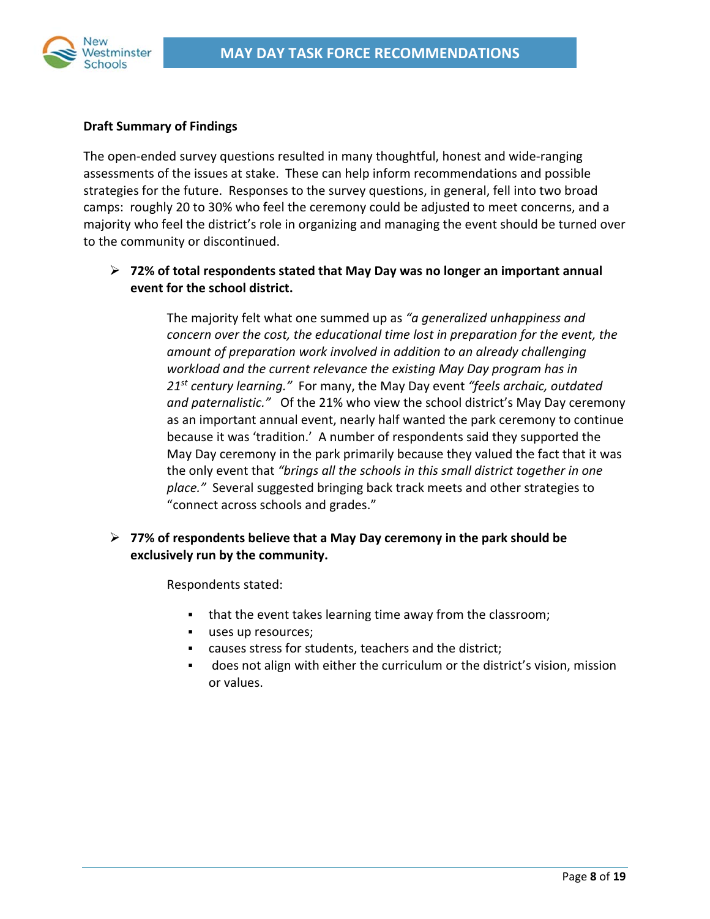## Draft Summary of Findings

The open-ended survey questions resulted in many thoughtful, honest and wide-ranging assessments of the issues at stake. These can help inform recommendations and possible strategies for the future. Responses to the survey questions, in general, fell into two broad camps: roughly 20 to 30% who feel the ceremony could be adjusted to meet concerns, and a majority who feel the district's role in organizing and managing the event should be turned over to the community or discontinued.

- **72% of total respondents stated that May Day was no longer an important annual event for the school district.**

  The majority felt what one summed up as *"a generalized unhappiness and concern over the cost, the educational time lost in preparation for the event, the amount of preparation work involved in addition to an already challenging workload and the current relevance the existing May Day program has in 21st century learning."* For many, the May Day event *"feels archaic, outdated and paternalistic."* Of the 21% who view the school district's May Day ceremony as an important annual event, nearly half wanted the park ceremony to continue because it was 'tradition.' A number of respondents said they supported the May Day ceremony in the park primarily because they valued the fact that it was the only event that *"brings all the schools in this small district together in one place."* Several suggested bringing back track meets and other strategies to "connect across schools and grades."

- **77% of respondents believe that a May Day ceremony in the park should be exclusively run by the community.**

  Respondents stated:

  - that the event takes learning time away from the classroom;
  - uses up resources;
  - causes stress for students, teachers and the district;
  - does not align with either the curriculum or the district's vision, mission or values.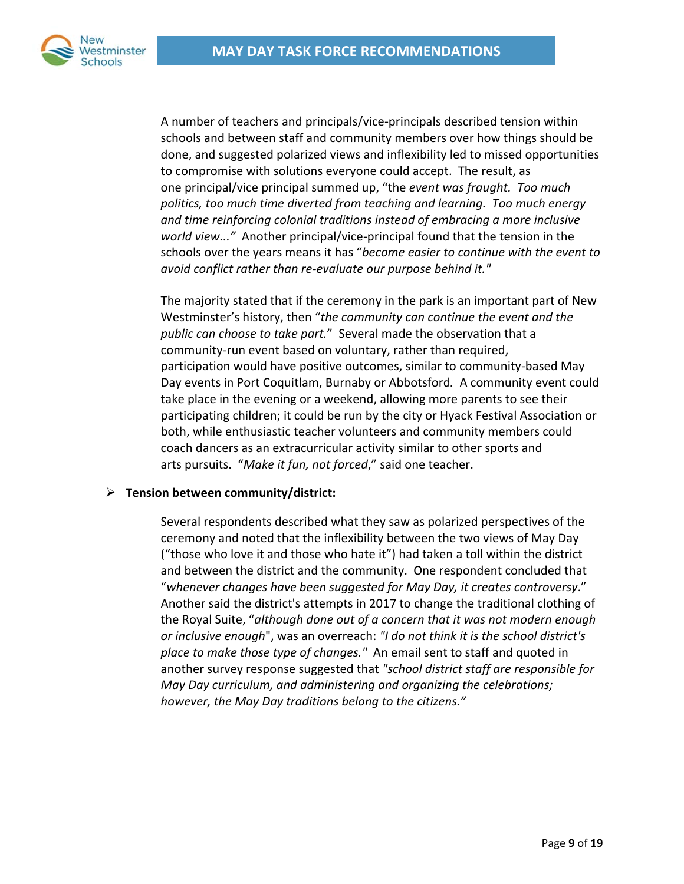A number of teachers and principals/vice-principals described tension within schools and between staff and community members over how things should be done, and suggested polarized views and inflexibility led to missed opportunities to compromise with solutions everyone could accept. The result, as one principal/vice principal summed up, "the *event was fraught. Too much politics, too much time diverted from teaching and learning. Too much energy and time reinforcing colonial traditions instead of embracing a more inclusive world view..."* Another principal/vice-principal found that the tension in the schools over the years means it has "*become easier to continue with the event to avoid conflict rather than re-evaluate our purpose behind it.*"

The majority stated that if the ceremony in the park is an important part of New Westminster's history, then "*the community can continue the event and the public can choose to take part.*" Several made the observation that a community-run event based on voluntary, rather than required, participation would have positive outcomes, similar to community-based May Day events in Port Coquitlam, Burnaby or Abbotsford. A community event could take place in the evening or a weekend, allowing more parents to see their participating children; it could be run by the city or Hyack Festival Association or both, while enthusiastic teacher volunteers and community members could coach dancers as an extracurricular activity similar to other sports and arts pursuits. "*Make it fun, not forced*," said one teacher.

- **Tension between community/district:**

  Several respondents described what they saw as polarized perspectives of the ceremony and noted that the inflexibility between the two views of May Day ("those who love it and those who hate it") had taken a toll within the district and between the district and the community. One respondent concluded that "*whenever changes have been suggested for May Day, it creates controversy*." Another said the district's attempts in 2017 to change the traditional clothing of the Royal Suite, "*although done out of a concern that it was not modern enough or inclusive enough*", was an overreach: *"I do not think it is the school district's place to make those type of changes."* An email sent to staff and quoted in another survey response suggested that *"school district staff are responsible for May Day curriculum, and administering and organizing the celebrations; however, the May Day traditions belong to the citizens."*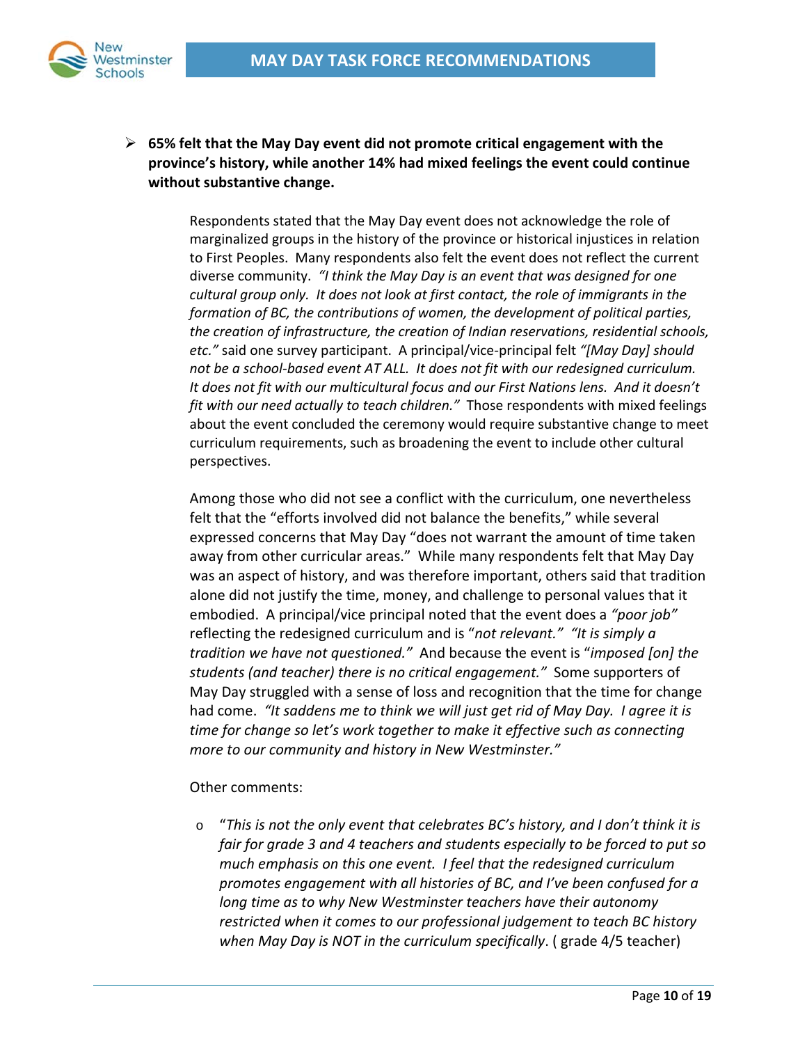- **65% felt that the May Day event did not promote critical engagement with the province's history, while another 14% had mixed feelings the event could continue without substantive change.**

  Respondents stated that the May Day event does not acknowledge the role of marginalized groups in the history of the province or historical injustices in relation to First Peoples. Many respondents also felt the event does not reflect the current diverse community. *"I think the May Day is an event that was designed for one cultural group only. It does not look at first contact, the role of immigrants in the formation of BC, the contributions of women, the development of political parties, the creation of infrastructure, the creation of Indian reservations, residential schools, etc."* said one survey participant. A principal/vice-principal felt *"[May Day] should not be a school-based event AT ALL. It does not fit with our redesigned curriculum. It does not fit with our multicultural focus and our First Nations lens. And it doesn't fit with our need actually to teach children."* Those respondents with mixed feelings about the event concluded the ceremony would require substantive change to meet curriculum requirements, such as broadening the event to include other cultural perspectives.

  Among those who did not see a conflict with the curriculum, one nevertheless felt that the "efforts involved did not balance the benefits," while several expressed concerns that May Day "does not warrant the amount of time taken away from other curricular areas." While many respondents felt that May Day was an aspect of history, and was therefore important, others said that tradition alone did not justify the time, money, and challenge to personal values that it embodied. A principal/vice principal noted that the event does a *"poor job"* reflecting the redesigned curriculum and is "*not relevant." "It is simply a tradition we have not questioned."* And because the event is "*imposed [on] the students (and teacher) there is no critical engagement."* Some supporters of May Day struggled with a sense of loss and recognition that the time for change had come. *"It saddens me to think we will just get rid of May Day. I agree it is time for change so let's work together to make it effective such as connecting more to our community and history in New Westminster."*

  Other comments:

  - "*This is not the only event that celebrates BC's history, and I don't think it is fair for grade 3 and 4 teachers and students especially to be forced to put so much emphasis on this one event. I feel that the redesigned curriculum promotes engagement with all histories of BC, and I've been confused for a long time as to why New Westminster teachers have their autonomy restricted when it comes to our professional judgement to teach BC history when May Day is NOT in the curriculum specifically*. ( grade 4/5 teacher)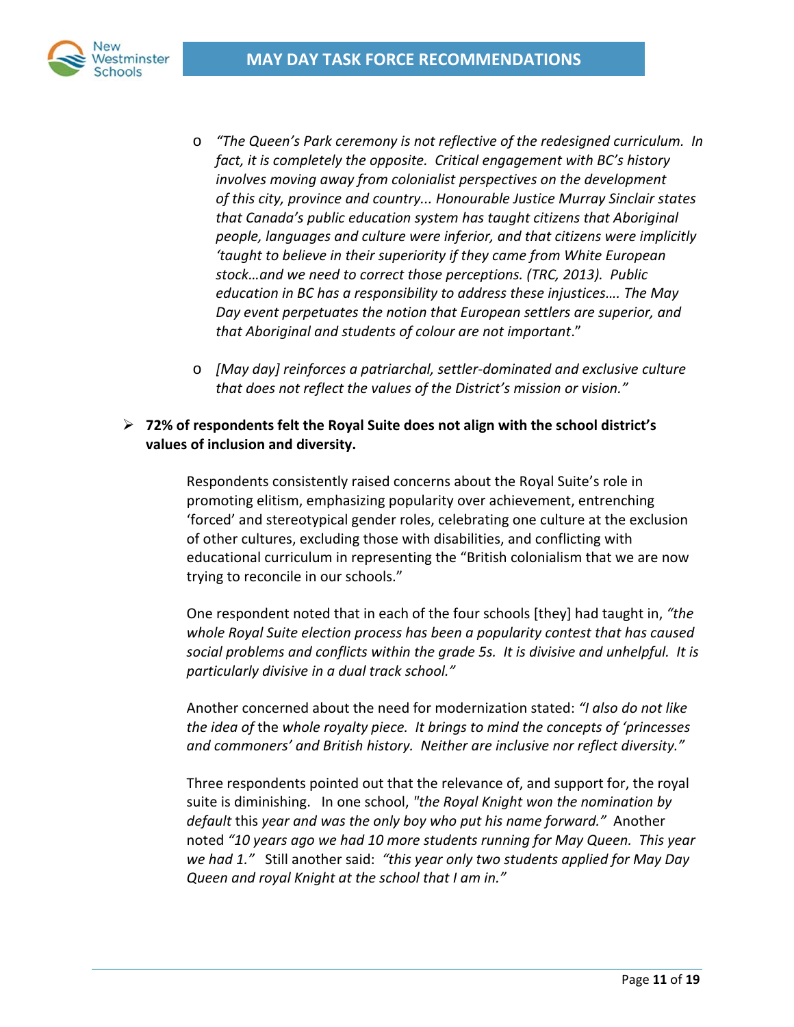- *"The Queen's Park ceremony is not reflective of the redesigned curriculum. In fact, it is completely the opposite. Critical engagement with BC's history involves moving away from colonialist perspectives on the development of this city, province and country... Honourable Justice Murray Sinclair states that Canada's public education system has taught citizens that Aboriginal people, languages and culture were inferior, and that citizens were implicitly 'taught to believe in their superiority if they came from White European stock…and we need to correct those perceptions. (TRC, 2013). Public education in BC has a responsibility to address these injustices…. The May Day event perpetuates the notion that European settlers are superior, and that Aboriginal and students of colour are not important*."

- *[May day] reinforces a patriarchal, settler-dominated and exclusive culture that does not reflect the values of the District's mission or vision."*

- **72% of respondents felt the Royal Suite does not align with the school district's values of inclusion and diversity.**

  Respondents consistently raised concerns about the Royal Suite's role in promoting elitism, emphasizing popularity over achievement, entrenching 'forced' and stereotypical gender roles, celebrating one culture at the exclusion of other cultures, excluding those with disabilities, and conflicting with educational curriculum in representing the "British colonialism that we are now trying to reconcile in our schools."

  One respondent noted that in each of the four schools [they] had taught in, *"the whole Royal Suite election process has been a popularity contest that has caused social problems and conflicts within the grade 5s. It is divisive and unhelpful. It is particularly divisive in a dual track school."*

  Another concerned about the need for modernization stated: *"I also do not like the idea of* the *whole royalty piece. It brings to mind the concepts of 'princesses and commoners' and British history. Neither are inclusive nor reflect diversity."*

  Three respondents pointed out that the relevance of, and support for, the royal suite is diminishing. In one school, *"the Royal Knight won the nomination by default* this *year and was the only boy who put his name forward."* Another noted *"10 years ago we had 10 more students running for May Queen. This year we had 1."* Still another said: *"this year only two students applied for May Day Queen and royal Knight at the school that I am in."*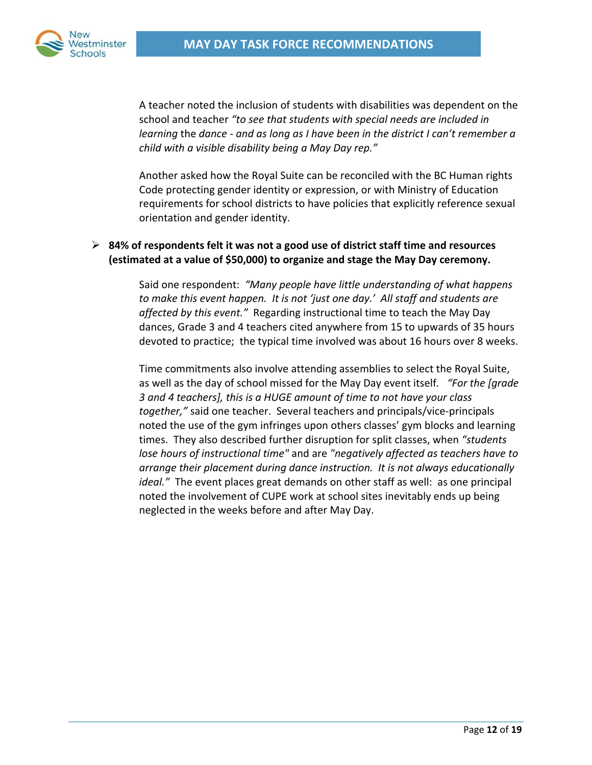A teacher noted the inclusion of students with disabilities was dependent on the school and teacher *"to see that students with special needs are included in learning* the *dance - and as long as I have been in the district I can't remember a child with a visible disability being a May Day rep."*

Another asked how the Royal Suite can be reconciled with the BC Human rights Code protecting gender identity or expression, or with Ministry of Education requirements for school districts to have policies that explicitly reference sexual orientation and gender identity.

- **84% of respondents felt it was not a good use of district staff time and resources (estimated at a value of $50,000) to organize and stage the May Day ceremony.**

Said one respondent: *"Many people have little understanding of what happens to make this event happen. It is not 'just one day.' All staff and students are affected by this event."* Regarding instructional time to teach the May Day dances, Grade 3 and 4 teachers cited anywhere from 15 to upwards of 35 hours devoted to practice; the typical time involved was about 16 hours over 8 weeks.

Time commitments also involve attending assemblies to select the Royal Suite, as well as the day of school missed for the May Day event itself. *"For the [grade 3 and 4 teachers], this is a HUGE amount of time to not have your class together,"* said one teacher. Several teachers and principals/vice-principals noted the use of the gym infringes upon others classes' gym blocks and learning times. They also described further disruption for split classes, when *"students lose hours of instructional time"* and are *"negatively affected as teachers have to arrange their placement during dance instruction. It is not always educationally ideal."* The event places great demands on other staff as well: as one principal noted the involvement of CUPE work at school sites inevitably ends up being neglected in the weeks before and after May Day.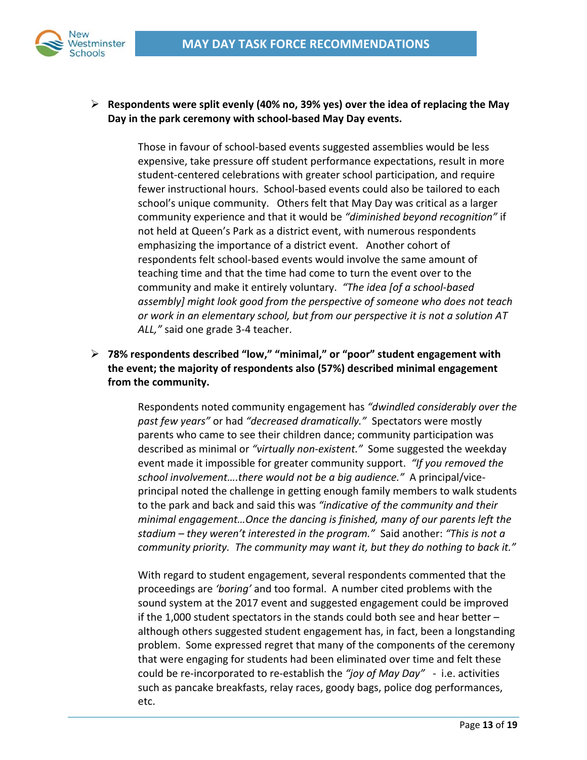- **Respondents were split evenly (40% no, 39% yes) over the idea of replacing the May Day in the park ceremony with school-based May Day events.**

  Those in favour of school-based events suggested assemblies would be less expensive, take pressure off student performance expectations, result in more student-centered celebrations with greater school participation, and require fewer instructional hours. School-based events could also be tailored to each school's unique community. Others felt that May Day was critical as a larger community experience and that it would be *"diminished beyond recognition"* if not held at Queen's Park as a district event, with numerous respondents emphasizing the importance of a district event. Another cohort of respondents felt school-based events would involve the same amount of teaching time and that the time had come to turn the event over to the community and make it entirely voluntary. *"The idea [of a school-based assembly] might look good from the perspective of someone who does not teach or work in an elementary school, but from our perspective it is not a solution AT ALL,"* said one grade 3-4 teacher.

- **78% respondents described "low," "minimal," or "poor" student engagement with the event; the majority of respondents also (57%) described minimal engagement from the community.**

  Respondents noted community engagement has *"dwindled considerably over the past few years"* or had *"decreased dramatically."* Spectators were mostly parents who came to see their children dance; community participation was described as minimal or *"virtually non-existent."* Some suggested the weekday event made it impossible for greater community support. *"If you removed the school involvement….there would not be a big audience."* A principal/vice-principal noted the challenge in getting enough family members to walk students to the park and back and said this was *"indicative of the community and their minimal engagement…Once the dancing is finished, many of our parents left the stadium – they weren't interested in the program."* Said another: *"This is not a community priority. The community may want it, but they do nothing to back it."*

  With regard to student engagement, several respondents commented that the proceedings are *'boring'* and too formal. A number cited problems with the sound system at the 2017 event and suggested engagement could be improved if the 1,000 student spectators in the stands could both see and hear better – although others suggested student engagement has, in fact, been a longstanding problem. Some expressed regret that many of the components of the ceremony that were engaging for students had been eliminated over time and felt these could be re-incorporated to re-establish the *"joy of May Day"* - i.e. activities such as pancake breakfasts, relay races, goody bags, police dog performances, etc.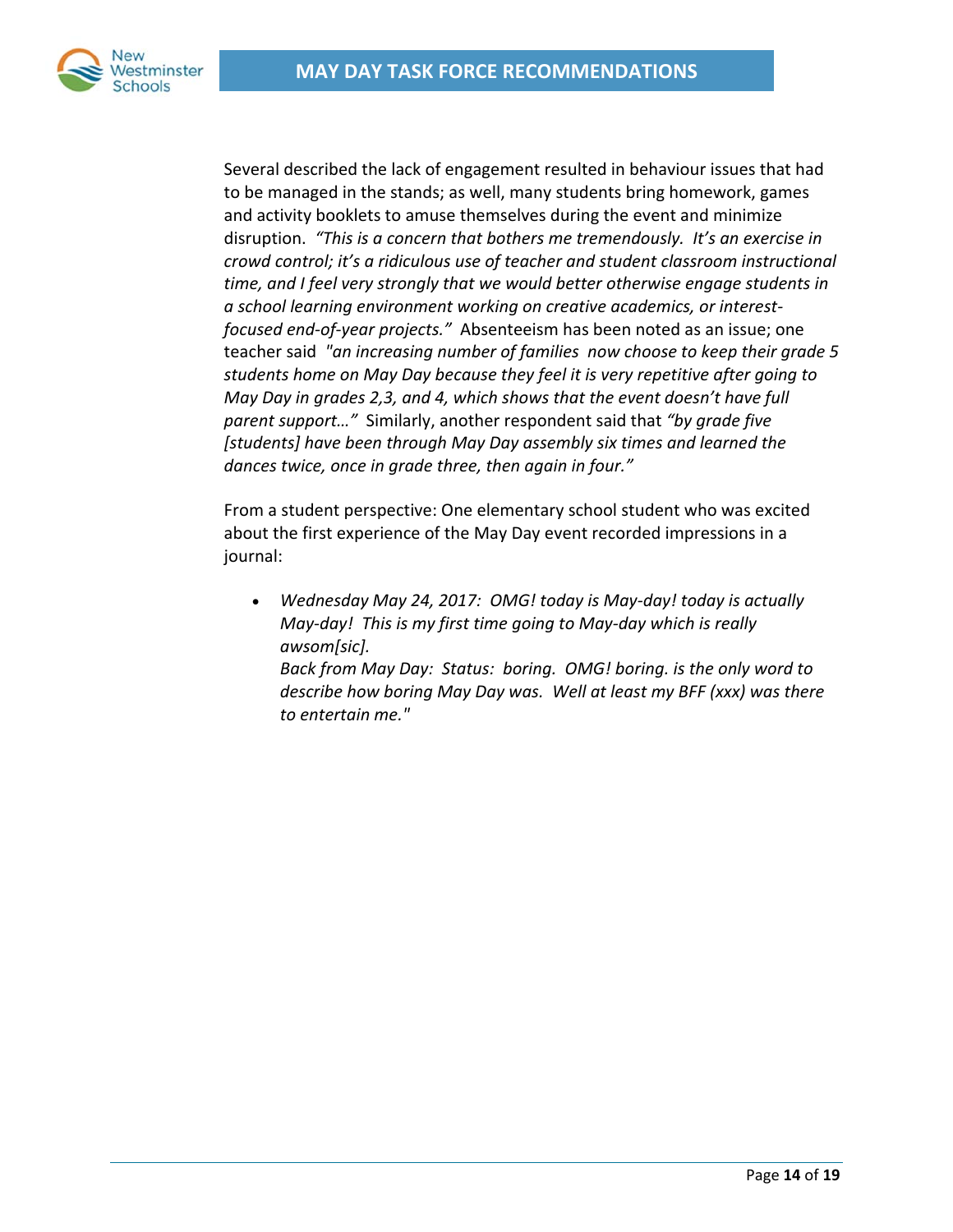Several described the lack of engagement resulted in behaviour issues that had to be managed in the stands; as well, many students bring homework, games and activity booklets to amuse themselves during the event and minimize disruption. *"This is a concern that bothers me tremendously. It's an exercise in crowd control; it's a ridiculous use of teacher and student classroom instructional time, and I feel very strongly that we would better otherwise engage students in a school learning environment working on creative academics, or interest-focused end-of-year projects."* Absenteeism has been noted as an issue; one teacher said *"an increasing number of families now choose to keep their grade 5 students home on May Day because they feel it is very repetitive after going to May Day in grades 2,3, and 4, which shows that the event doesn't have full parent support…"* Similarly, another respondent said that *"by grade five [students] have been through May Day assembly six times and learned the dances twice, once in grade three, then again in four."*

From a student perspective: One elementary school student who was excited about the first experience of the May Day event recorded impressions in a journal:

- *Wednesday May 24, 2017: OMG! today is May-day! today is actually May-day! This is my first time going to May-day which is really awsom[sic].*
  *Back from May Day: Status: boring. OMG! boring. is the only word to describe how boring May Day was. Well at least my BFF (xxx) was there to entertain me."*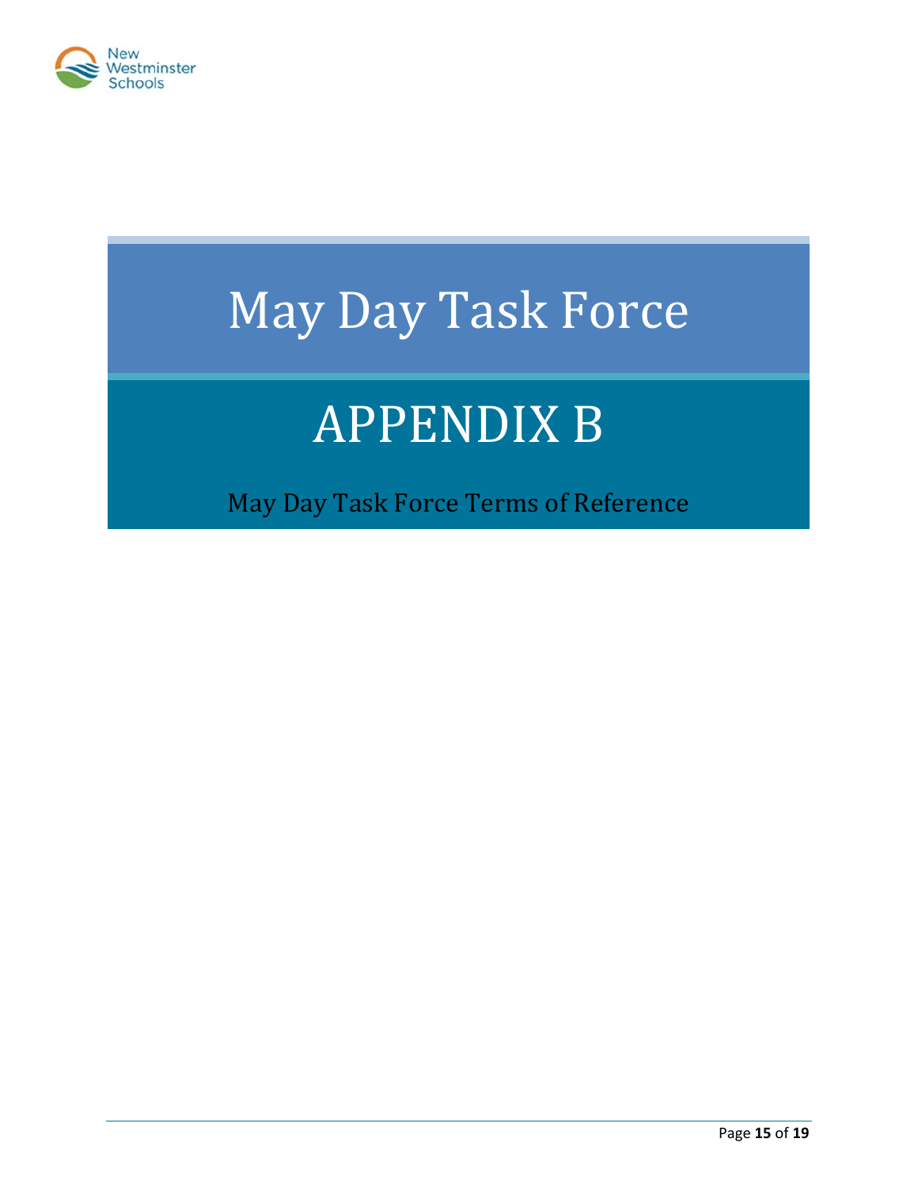# May Day Task Force

## APPENDIX B

May Day Task Force Terms of Reference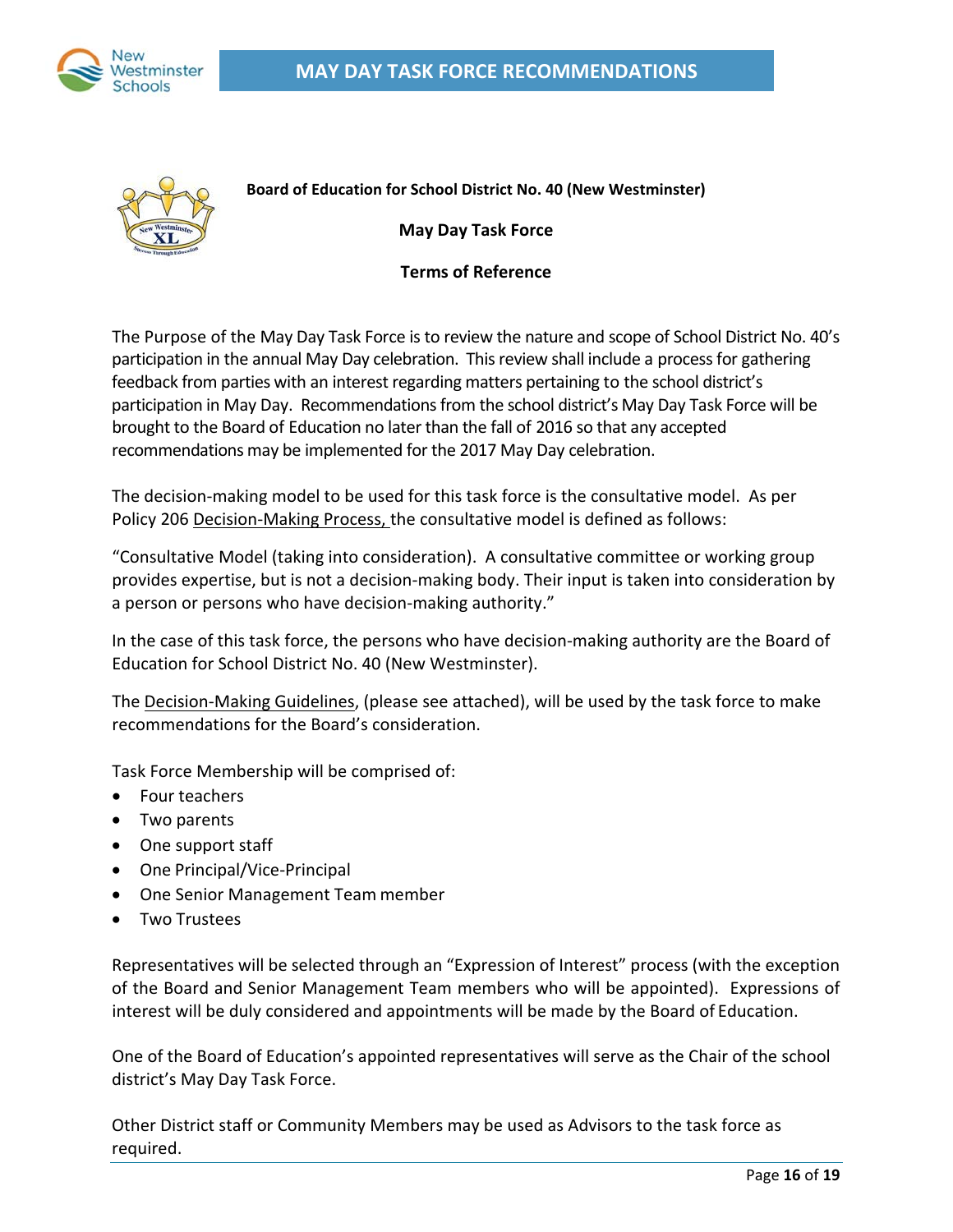**Board of Education for School District No. 40 (New Westminster)**

**May Day Task Force**

**Terms of Reference**

The Purpose of the May Day Task Force is to review the nature and scope of School District No. 40's participation in the annual May Day celebration. This review shall include a process for gathering feedback from parties with an interest regarding matters pertaining to the school district's participation in May Day. Recommendations from the school district's May Day Task Force will be brought to the Board of Education no later than the fall of 2016 so that any accepted recommendations may be implemented for the 2017 May Day celebration.

The decision-making model to be used for this task force is the consultative model. As per Policy 206 Decision-Making Process, the consultative model is defined as follows:

"Consultative Model (taking into consideration). A consultative committee or working group provides expertise, but is not a decision-making body. Their input is taken into consideration by a person or persons who have decision-making authority."

In the case of this task force, the persons who have decision-making authority are the Board of Education for School District No. 40 (New Westminster).

The Decision-Making Guidelines, (please see attached), will be used by the task force to make recommendations for the Board's consideration.

Task Force Membership will be comprised of:

- Four teachers
- Two parents
- One support staff
- One Principal/Vice-Principal
- One Senior Management Team member
- Two Trustees

Representatives will be selected through an "Expression of Interest" process (with the exception of the Board and Senior Management Team members who will be appointed). Expressions of interest will be duly considered and appointments will be made by the Board of Education.

One of the Board of Education's appointed representatives will serve as the Chair of the school district's May Day Task Force.

Other District staff or Community Members may be used as Advisors to the task force as required.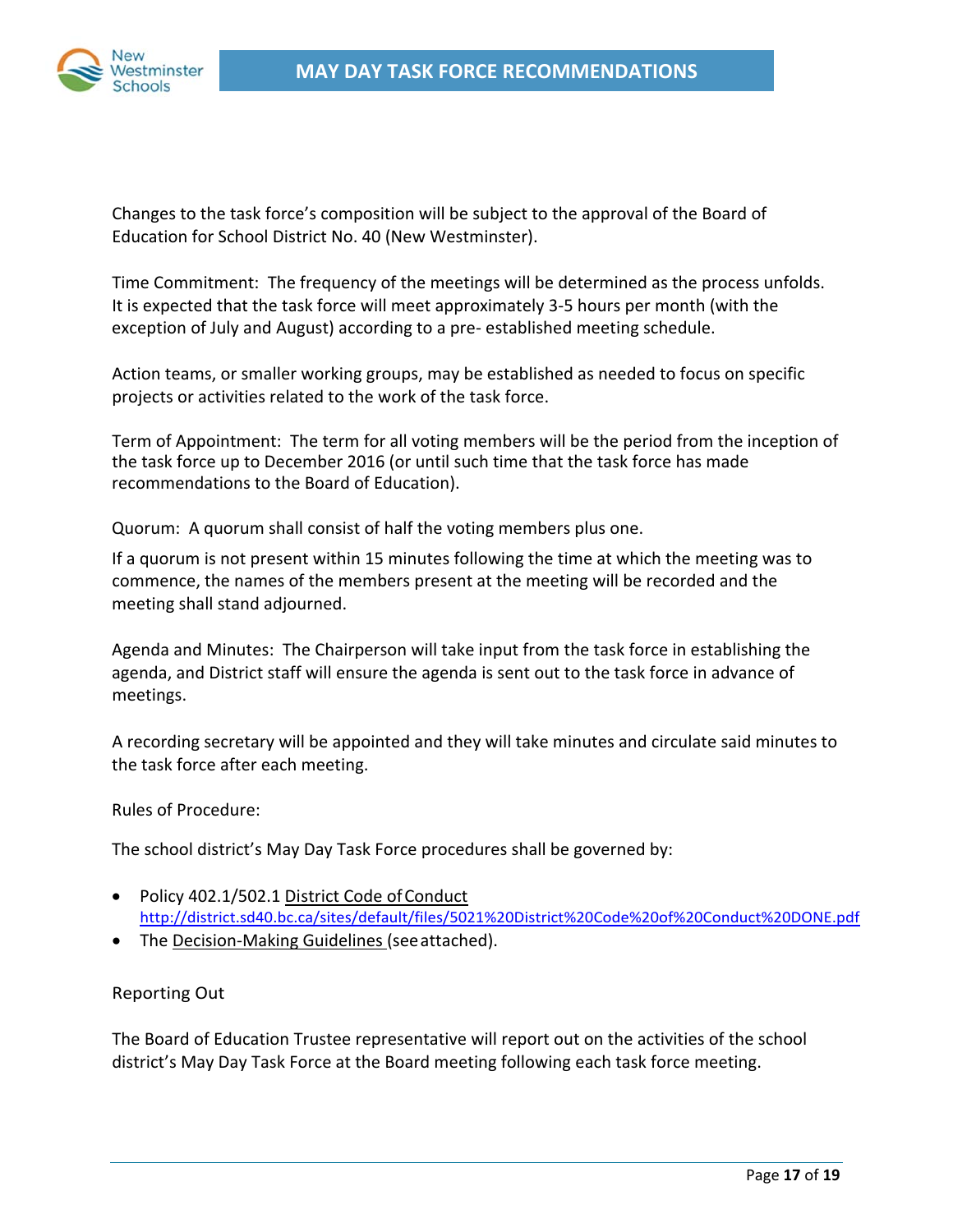Changes to the task force's composition will be subject to the approval of the Board of Education for School District No. 40 (New Westminster).

Time Commitment: The frequency of the meetings will be determined as the process unfolds. It is expected that the task force will meet approximately 3-5 hours per month (with the exception of July and August) according to a pre- established meeting schedule.

Action teams, or smaller working groups, may be established as needed to focus on specific projects or activities related to the work of the task force.

Term of Appointment: The term for all voting members will be the period from the inception of the task force up to December 2016 (or until such time that the task force has made recommendations to the Board of Education).

Quorum: A quorum shall consist of half the voting members plus one.

If a quorum is not present within 15 minutes following the time at which the meeting was to commence, the names of the members present at the meeting will be recorded and the meeting shall stand adjourned.

Agenda and Minutes: The Chairperson will take input from the task force in establishing the agenda, and District staff will ensure the agenda is sent out to the task force in advance of meetings.

A recording secretary will be appointed and they will take minutes and circulate said minutes to the task force after each meeting.

Rules of Procedure:

The school district's May Day Task Force procedures shall be governed by:

- Policy 402.1/502.1 District Code of Conduct
  http://district.sd40.bc.ca/sites/default/files/5021%20District%20Code%20of%20Conduct%20DONE.pdf
- The Decision-Making Guidelines (see attached).

Reporting Out

The Board of Education Trustee representative will report out on the activities of the school district's May Day Task Force at the Board meeting following each task force meeting.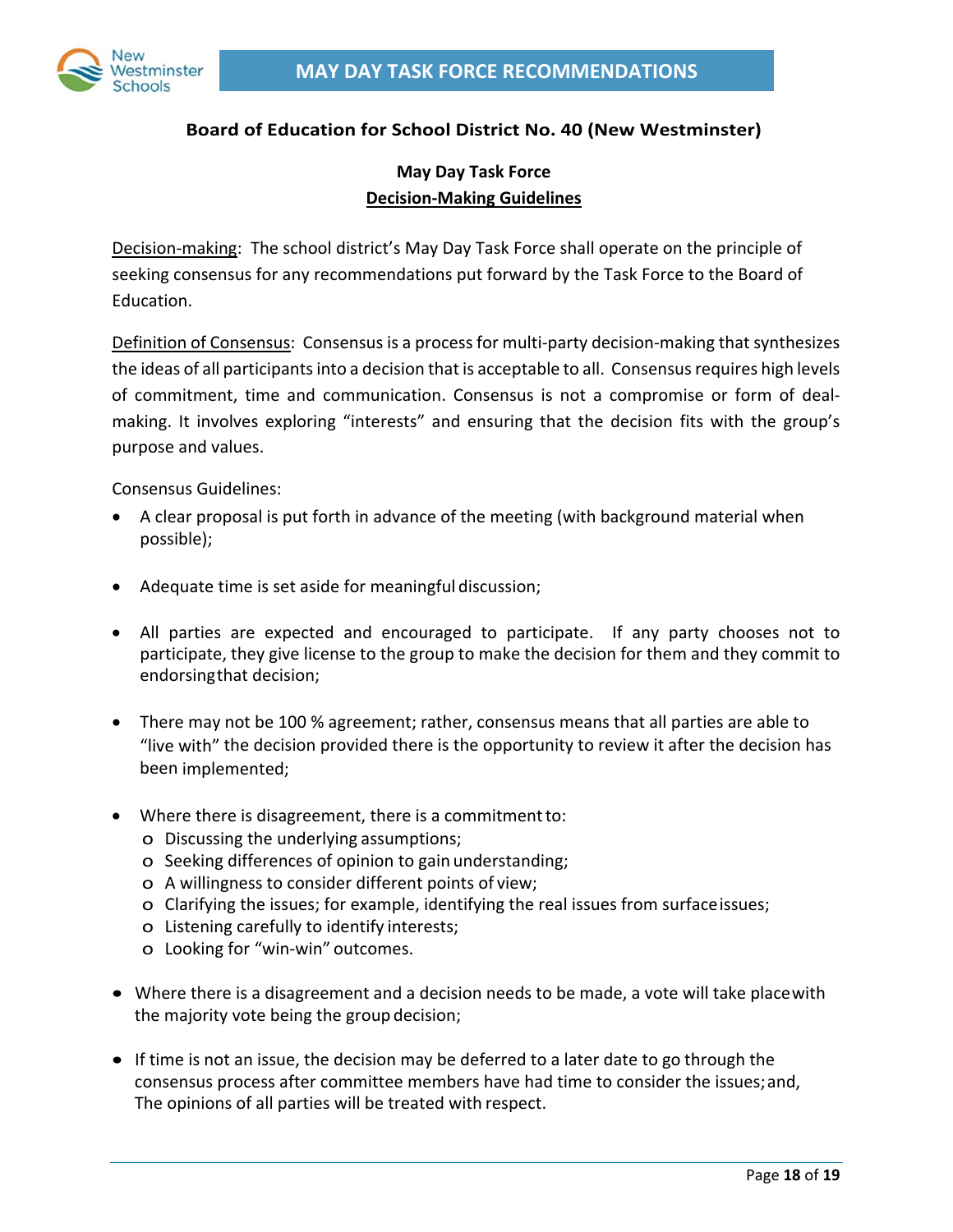**Board of Education for School District No. 40 (New Westminster)**

**May Day Task Force**
**Decision-Making Guidelines**

Decision-making: The school district's May Day Task Force shall operate on the principle of seeking consensus for any recommendations put forward by the Task Force to the Board of Education.

Definition of Consensus: Consensus is a process for multi-party decision-making that synthesizes the ideas of all participants into a decision that is acceptable to all. Consensus requires high levels of commitment, time and communication. Consensus is not a compromise or form of deal-making. It involves exploring "interests" and ensuring that the decision fits with the group's purpose and values.

Consensus Guidelines:

- A clear proposal is put forth in advance of the meeting (with background material when possible);
- Adequate time is set aside for meaningful discussion;
- All parties are expected and encouraged to participate. If any party chooses not to participate, they give license to the group to make the decision for them and they commit to endorsing that decision;
- There may not be 100 % agreement; rather, consensus means that all parties are able to "live with" the decision provided there is the opportunity to review it after the decision has been implemented;
- Where there is disagreement, there is a commitment to:
  - Discussing the underlying assumptions;
  - Seeking differences of opinion to gain understanding;
  - A willingness to consider different points of view;
  - Clarifying the issues; for example, identifying the real issues from surface issues;
  - Listening carefully to identify interests;
  - Looking for "win-win" outcomes.
- Where there is a disagreement and a decision needs to be made, a vote will take place with the majority vote being the group decision;
- If time is not an issue, the decision may be deferred to a later date to go through the consensus process after committee members have had time to consider the issues; and,
  The opinions of all parties will be treated with respect.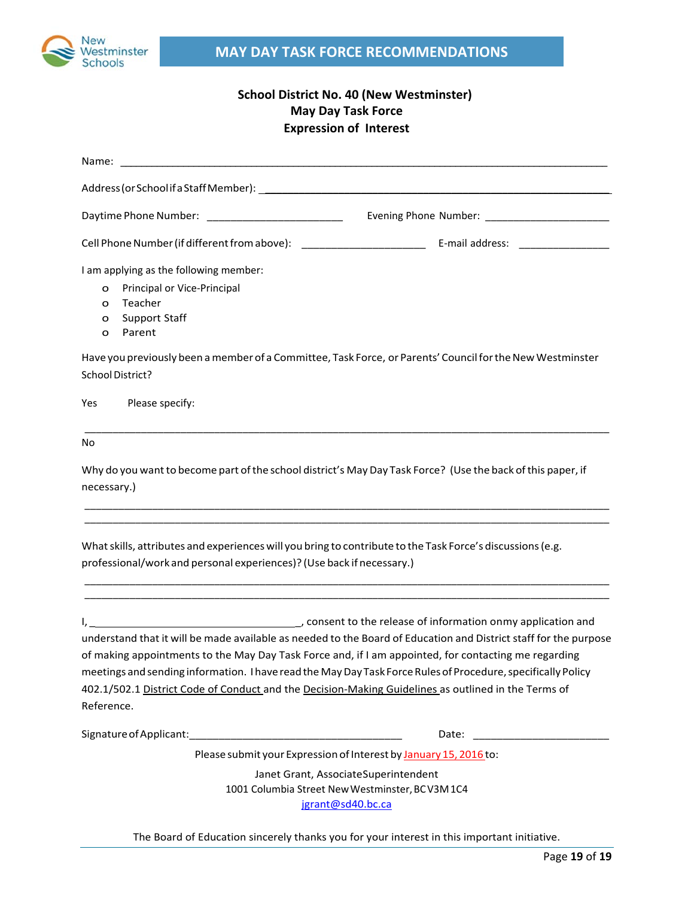**School District No. 40 (New Westminster)**
**May Day Task Force**
**Expression of Interest**

Name: ____________________________________________________________________________

Address (or School if a Staff Member): ________________________________________________

Daytime Phone Number: ______________________ Evening Phone Number: ____________________

Cell Phone Number (if different from above): ____________________ E-mail address: ______________

I am applying as the following member:

- Principal or Vice-Principal
- Teacher
- Support Staff
- Parent

Have you previously been a member of a Committee, Task Force, or Parents' Council for the New Westminster School District?

Yes Please specify:

________________________________________________________________________________

No

Why do you want to become part of the school district's May Day Task Force? (Use the back of this paper, if necessary.)

________________________________________________________________________________
________________________________________________________________________________

What skills, attributes and experiences will you bring to contribute to the Task Force's discussions (e.g. professional/work and personal experiences)? (Use back if necessary.)

________________________________________________________________________________
________________________________________________________________________________

I, __________________________________, consent to the release of information onmy application and understand that it will be made available as needed to the Board of Education and District staff for the purpose of making appointments to the May Day Task Force and, if I am appointed, for contacting me regarding meetings and sending information. I have read the May Day Task Force Rules of Procedure, specifically Policy 402.1/502.1 District Code of Conduct and the Decision-Making Guidelines as outlined in the Terms of Reference.

Signature of Applicant: __________________________________ Date: ______________________

Please submit your Expression of Interest by January 15, 2016 to:

Janet Grant, Associate Superintendent
1001 Columbia Street New Westminster, BC V3M 1C4
jgrant@sd40.bc.ca

The Board of Education sincerely thanks you for your interest in this important initiative.